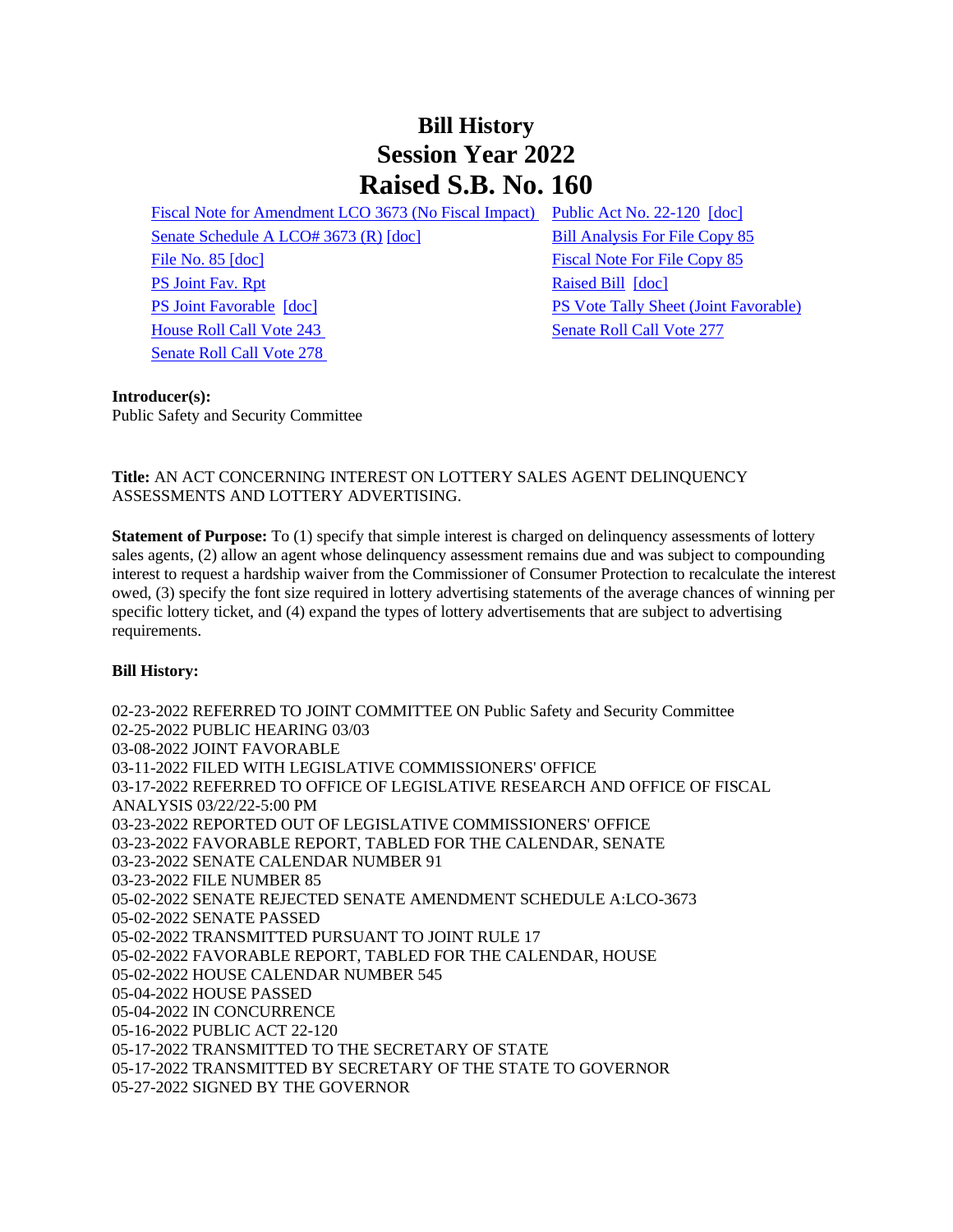# Bill History
# Session Year 2022
# Raised S.B. No. 160

Fiscal Note for Amendment LCO 3673 (No Fiscal Impact)
Senate Schedule A LCO# 3673 (R) [doc]
File No. 85 [doc]
PS Joint Fav. Rpt
PS Joint Favorable [doc]
House Roll Call Vote 243
Senate Roll Call Vote 278
Public Act No. 22-120 [doc]
Bill Analysis For File Copy 85
Fiscal Note For File Copy 85
Raised Bill [doc]
PS Vote Tally Sheet (Joint Favorable)
Senate Roll Call Vote 277

**Introducer(s):**
Public Safety and Security Committee

**Title:** AN ACT CONCERNING INTEREST ON LOTTERY SALES AGENT DELINQUENCY ASSESSMENTS AND LOTTERY ADVERTISING.

**Statement of Purpose:** To (1) specify that simple interest is charged on delinquency assessments of lottery sales agents, (2) allow an agent whose delinquency assessment remains due and was subject to compounding interest to request a hardship waiver from the Commissioner of Consumer Protection to recalculate the interest owed, (3) specify the font size required in lottery advertising statements of the average chances of winning per specific lottery ticket, and (4) expand the types of lottery advertisements that are subject to advertising requirements.

**Bill History:**

02-23-2022 REFERRED TO JOINT COMMITTEE ON Public Safety and Security Committee
02-25-2022 PUBLIC HEARING 03/03
03-08-2022 JOINT FAVORABLE
03-11-2022 FILED WITH LEGISLATIVE COMMISSIONERS' OFFICE
03-17-2022 REFERRED TO OFFICE OF LEGISLATIVE RESEARCH AND OFFICE OF FISCAL ANALYSIS 03/22/22-5:00 PM
03-23-2022 REPORTED OUT OF LEGISLATIVE COMMISSIONERS' OFFICE
03-23-2022 FAVORABLE REPORT, TABLED FOR THE CALENDAR, SENATE
03-23-2022 SENATE CALENDAR NUMBER 91
03-23-2022 FILE NUMBER 85
05-02-2022 SENATE REJECTED SENATE AMENDMENT SCHEDULE A:LCO-3673
05-02-2022 SENATE PASSED
05-02-2022 TRANSMITTED PURSUANT TO JOINT RULE 17
05-02-2022 FAVORABLE REPORT, TABLED FOR THE CALENDAR, HOUSE
05-02-2022 HOUSE CALENDAR NUMBER 545
05-04-2022 HOUSE PASSED
05-04-2022 IN CONCURRENCE
05-16-2022 PUBLIC ACT 22-120
05-17-2022 TRANSMITTED TO THE SECRETARY OF STATE
05-17-2022 TRANSMITTED BY SECRETARY OF THE STATE TO GOVERNOR
05-27-2022 SIGNED BY THE GOVERNOR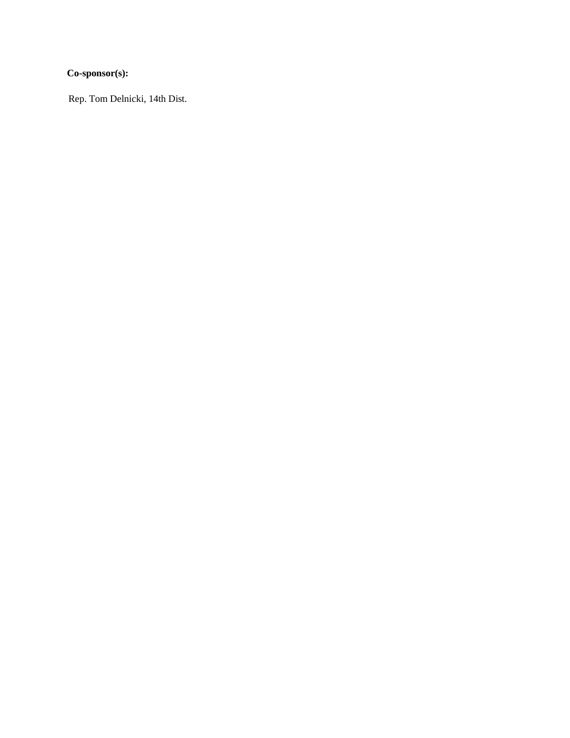**Co-sponsor(s):**

Rep. Tom Delnicki, 14th Dist.